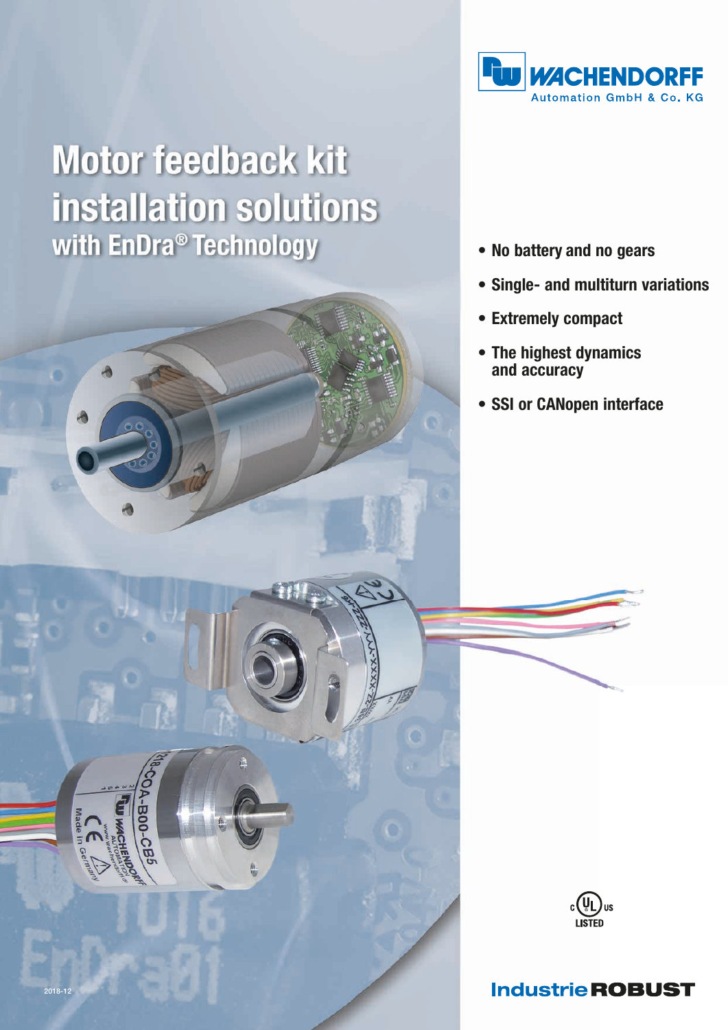**WACHENDORFF**
Automation GmbH & Co. KG

# Motor feedback kit installation solutions

## with EnDra® Technology

- No battery and no gears
- Single- and multiturn variations
- Extremely compact
- The highest dynamics and accuracy
- SSI or CANopen interface

2018-12

**IndustrieROBUST**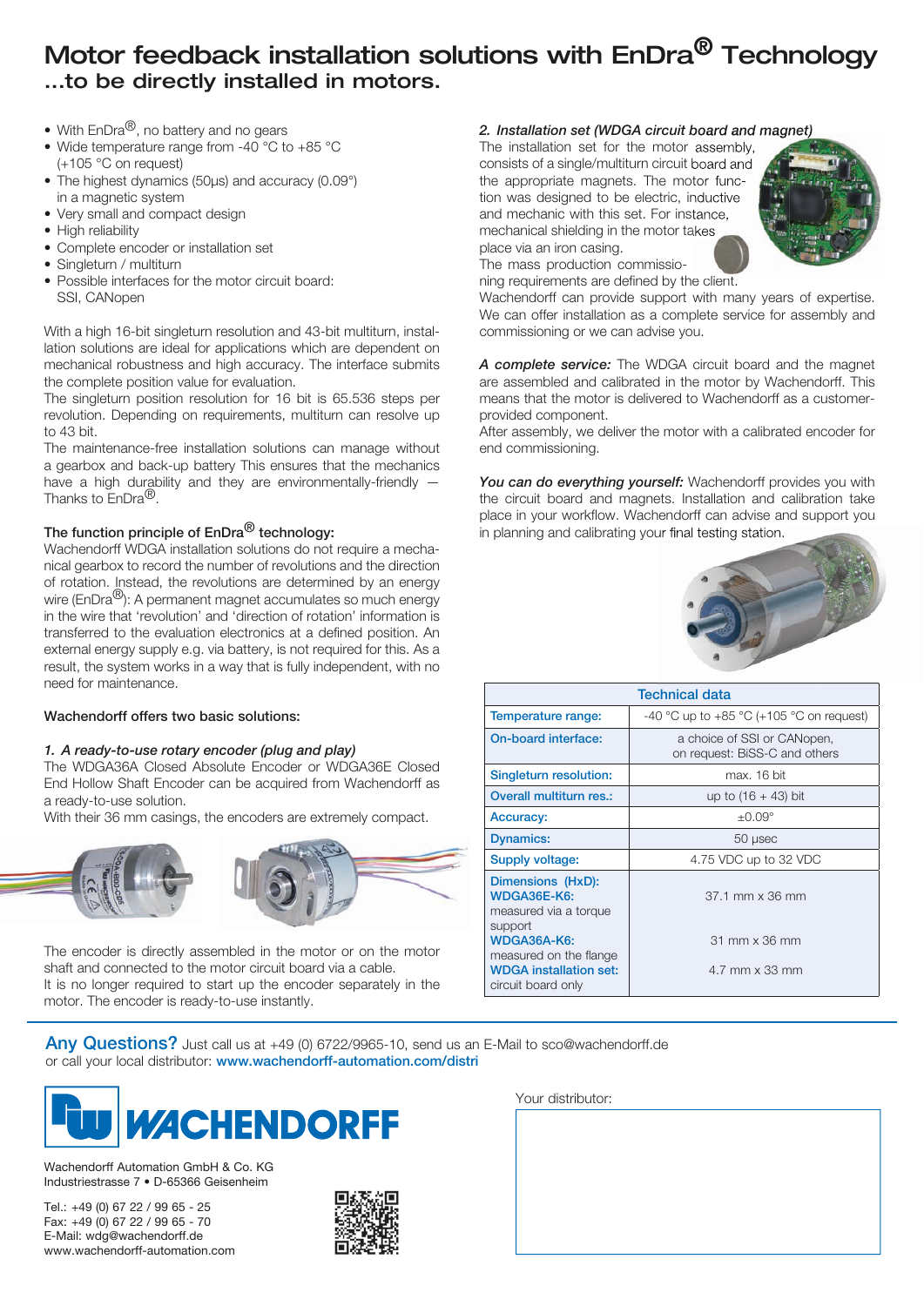# Motor feedback installation solutions with EnDra® Technology

## ...to be directly installed in motors.

- With EnDra®, no battery and no gears
- Wide temperature range from -40 °C to +85 °C (+105 °C on request)
- The highest dynamics (50µs) and accuracy (0.09°) in a magnetic system
- Very small and compact design
- High reliability
- Complete encoder or installation set
- Singleturn / multiturn
- Possible interfaces for the motor circuit board: SSI, CANopen

With a high 16-bit singleturn resolution and 43-bit multiturn, installation solutions are ideal for applications which are dependent on mechanical robustness and high accuracy. The interface submits the complete position value for evaluation.

The singleturn position resolution for 16 bit is 65.536 steps per revolution. Depending on requirements, multiturn can resolve up to 43 bit.

The maintenance-free installation solutions can manage without a gearbox and back-up battery This ensures that the mechanics have a high durability and they are environmentally-friendly — Thanks to EnDra®.

### The function principle of EnDra® technology:

Wachendorff WDGA installation solutions do not require a mechanical gearbox to record the number of revolutions and the direction of rotation. Instead, the revolutions are determined by an energy wire (EnDra®): A permanent magnet accumulates so much energy in the wire that 'revolution' and 'direction of rotation' information is transferred to the evaluation electronics at a defined position. An external energy supply e.g. via battery, is not required for this. As a result, the system works in a way that is fully independent, with no need for maintenance.

### Wachendorff offers two basic solutions:

*1. A ready-to-use rotary encoder (plug and play)*

The WDGA36A Closed Absolute Encoder or WDGA36E Closed End Hollow Shaft Encoder can be acquired from Wachendorff as a ready-to-use solution.

With their 36 mm casings, the encoders are extremely compact.

The encoder is directly assembled in the motor or on the motor shaft and connected to the motor circuit board via a cable.

It is no longer required to start up the encoder separately in the motor. The encoder is ready-to-use instantly.

*2. Installation set (WDGA circuit board and magnet)*

The installation set for the motor assembly, consists of a single/multiturn circuit board and the appropriate magnets. The motor function was designed to be electric, inductive and mechanic with this set. For instance, mechanical shielding in the motor takes place via an iron casing.

The mass production commissioning requirements are defined by the client.

Wachendorff can provide support with many years of expertise. We can offer installation as a complete service for assembly and commissioning or we can advise you.

***A complete service:*** The WDGA circuit board and the magnet are assembled and calibrated in the motor by Wachendorff. This means that the motor is delivered to Wachendorff as a customer-provided component.

After assembly, we deliver the motor with a calibrated encoder for end commissioning.

***You can do everything yourself:*** Wachendorff provides you with the circuit board and magnets. Installation and calibration take place in your workflow. Wachendorff can advise and support you in planning and calibrating your final testing station.

| Technical data | |
|---|---|
| Temperature range: | -40 °C up to +85 °C (+105 °C on request) |
| On-board interface: | a choice of SSI or CANopen, on request: BiSS-C and others |
| Singleturn resolution: | max. 16 bit |
| Overall multiturn res.: | up to (16 + 43) bit |
| Accuracy: | ±0.09° |
| Dynamics: | 50 µsec |
| Supply voltage: | 4.75 VDC up to 32 VDC |
| Dimensions (HxD): WDGA36E-K6: measured via a torque support | 37.1 mm x 36 mm |
| WDGA36A-K6: measured on the flange | 31 mm x 36 mm |
| WDGA installation set: circuit board only | 4.7 mm x 33 mm |

**Any Questions?** Just call us at +49 (0) 6722/9965-10, send us an E-Mail to sco@wachendorff.de or call your local distributor: **www.wachendorff-automation.com/distri**

WACHENDORFF

Wachendorff Automation GmbH & Co. KG
Industriestrasse 7 • D-65366 Geisenheim

Tel.: +49 (0) 67 22 / 99 65 - 25
Fax: +49 (0) 67 22 / 99 65 - 70
E-Mail: wdg@wachendorff.de
www.wachendorff-automation.com

Your distributor: